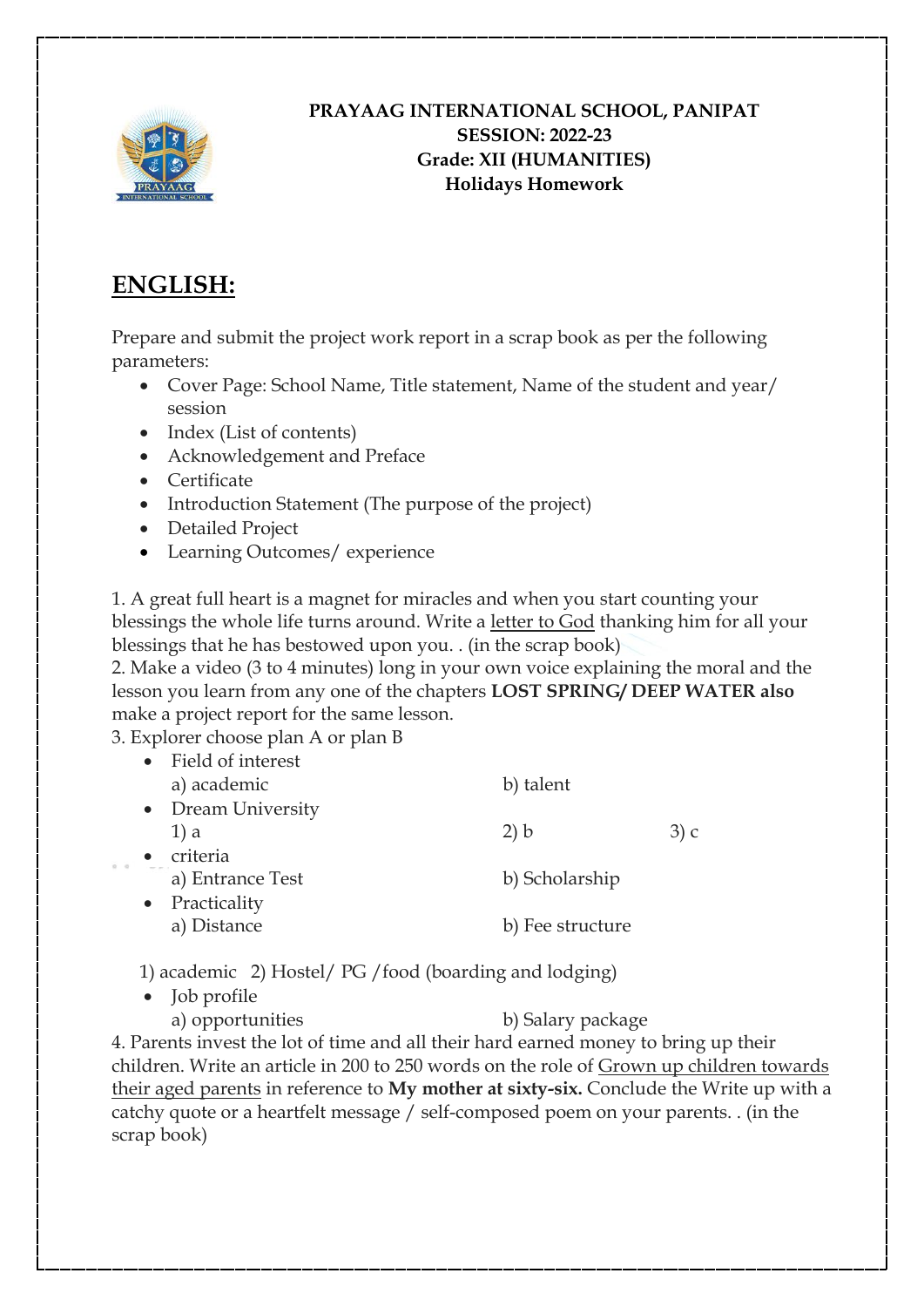**PRAYAAG INTERNATIONAL SCHOOL, PANIPAT**
**SESSION: 2022-23**
**Grade: XII (HUMANITIES)**
**Holidays Homework**

## ENGLISH:

Prepare and submit the project work report in a scrap book as per the following parameters:

- Cover Page: School Name, Title statement, Name of the student and year/ session
- Index (List of contents)
- Acknowledgement and Preface
- Certificate
- Introduction Statement (The purpose of the project)
- Detailed Project
- Learning Outcomes/ experience

1. A great full heart is a magnet for miracles and when you start counting your blessings the whole life turns around. Write a letter to God thanking him for all your blessings that he has bestowed upon you. . (in the scrap book)
2. Make a video (3 to 4 minutes) long in your own voice explaining the moral and the lesson you learn from any one of the chapters **LOST SPRING/ DEEP WATER also** make a project report for the same lesson.
3. Explorer choose plan A or plan B
   - Field of interest
     a) academic    b) talent
   - Dream University
     1) a    2) b    3) c
   - criteria
     a) Entrance Test    b) Scholarship
   - Practicality
     a) Distance    b) Fee structure

   1) academic  2) Hostel/ PG /food (boarding and lodging)
   - Job profile
     a) opportunities    b) Salary package
4. Parents invest the lot of time and all their hard earned money to bring up their children. Write an article in 200 to 250 words on the role of Grown up children towards their aged parents in reference to **My mother at sixty-six.** Conclude the Write up with a catchy quote or a heartfelt message / self-composed poem on your parents. . (in the scrap book)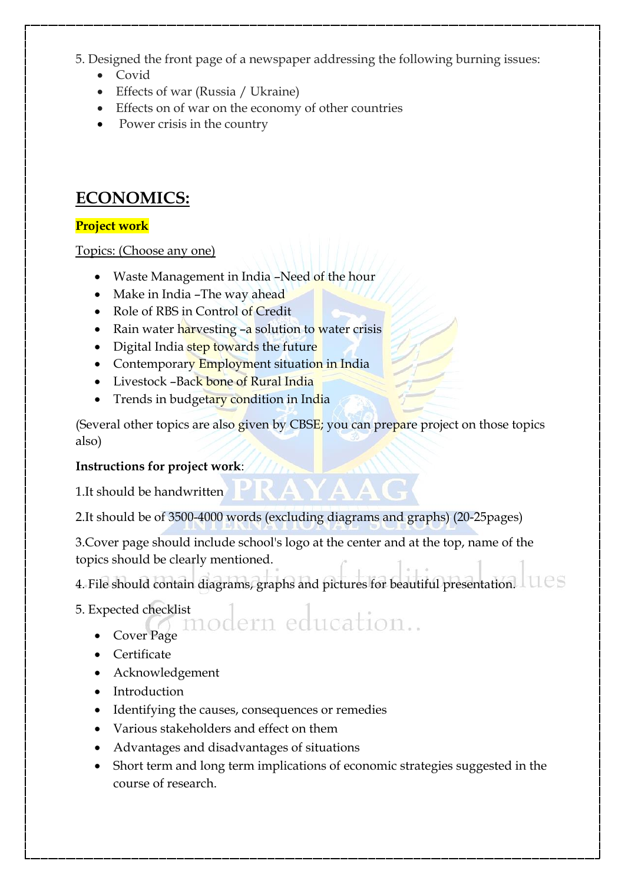5. Designed the front page of a newspaper addressing the following burning issues:
   - Covid
   - Effects of war (Russia / Ukraine)
   - Effects on of war on the economy of other countries
   - Power crisis in the country

## ECONOMICS:

**Project work**

Topics: (Choose any one)

- Waste Management in India –Need of the hour
- Make in India –The way ahead
- Role of RBS in Control of Credit
- Rain water harvesting –a solution to water crisis
- Digital India step towards the future
- Contemporary Employment situation in India
- Livestock –Back bone of Rural India
- Trends in budgetary condition in India

(Several other topics are also given by CBSE; you can prepare project on those topics also)

**Instructions for project work**:

1.It should be handwritten

2.It should be of 3500-4000 words (excluding diagrams and graphs) (20-25pages)

3.Cover page should include school's logo at the center and at the top, name of the topics should be clearly mentioned.

4. File should contain diagrams, graphs and pictures for beautiful presentation.

5. Expected checklist

- Cover Page
- Certificate
- Acknowledgement
- Introduction
- Identifying the causes, consequences or remedies
- Various stakeholders and effect on them
- Advantages and disadvantages of situations
- Short term and long term implications of economic strategies suggested in the course of research.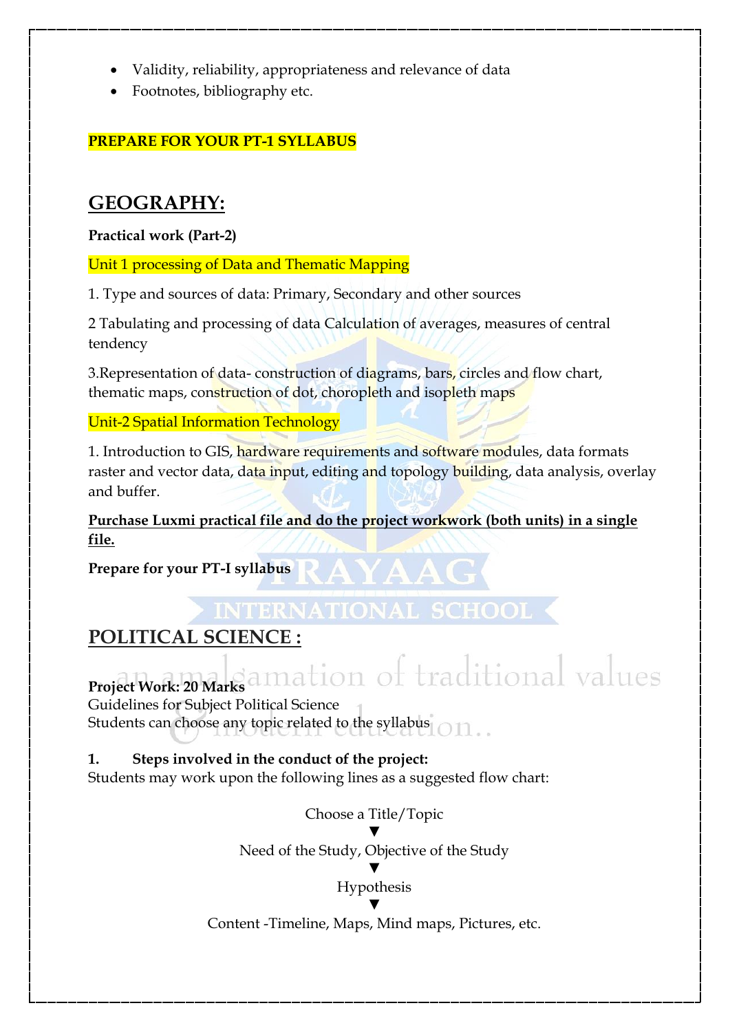- Validity, reliability, appropriateness and relevance of data
- Footnotes, bibliography etc.

**PREPARE FOR YOUR PT-1 SYLLABUS**

## GEOGRAPHY:

**Practical work (Part-2)**

Unit 1 processing of Data and Thematic Mapping

1. Type and sources of data: Primary, Secondary and other sources

2 Tabulating and processing of data Calculation of averages, measures of central tendency

3.Representation of data- construction of diagrams, bars, circles and flow chart, thematic maps, construction of dot, choropleth and isopleth maps

Unit-2 Spatial Information Technology

1. Introduction to GIS, hardware requirements and software modules, data formats raster and vector data, data input, editing and topology building, data analysis, overlay and buffer.

**Purchase Luxmi practical file and do the project workwork (both units) in a single file.**

**Prepare for your PT-I syllabus**

## POLITICAL SCIENCE :

**Project Work: 20 Marks**
Guidelines for Subject Political Science
Students can choose any topic related to the syllabus

**1. Steps involved in the conduct of the project:**
Students may work upon the following lines as a suggested flow chart:

Choose a Title/Topic
▼
Need of the Study, Objective of the Study
▼
Hypothesis
▼
Content -Timeline, Maps, Mind maps, Pictures, etc.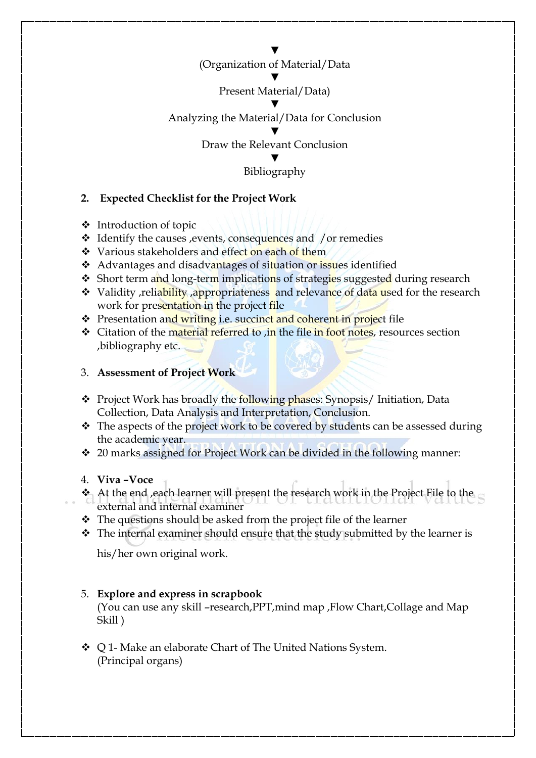▼

(Organization of Material/Data

▼

Present Material/Data)

▼

Analyzing the Material/Data for Conclusion

▼

Draw the Relevant Conclusion

▼

Bibliography

2. **Expected Checklist for the Project Work**

- ❖ Introduction of topic
- ❖ Identify the causes ,events, consequences and /or remedies
- ❖ Various stakeholders and effect on each of them
- ❖ Advantages and disadvantages of situation or issues identified
- ❖ Short term and long-term implications of strategies suggested during research
- ❖ Validity ,reliability ,appropriateness and relevance of data used for the research work for presentation in the project file
- ❖ Presentation and writing i.e. succinct and coherent in project file
- ❖ Citation of the material referred to ,in the file in foot notes, resources section ,bibliography etc.

3. **Assessment of Project Work**

- ❖ Project Work has broadly the following phases: Synopsis/ Initiation, Data Collection, Data Analysis and Interpretation, Conclusion.
- ❖ The aspects of the project work to be covered by students can be assessed during the academic year.
- ❖ 20 marks assigned for Project Work can be divided in the following manner:

4. **Viva –Voce**

- ❖ At the end ,each learner will present the research work in the Project File to the external and internal examiner
- ❖ The questions should be asked from the project file of the learner
- ❖ The internal examiner should ensure that the study submitted by the learner is his/her own original work.

5. **Explore and express in scrapbook**
   (You can use any skill –research,PPT,mind map ,Flow Chart,Collage and Map Skill )

- ❖ Q 1- Make an elaborate Chart of The United Nations System. (Principal organs)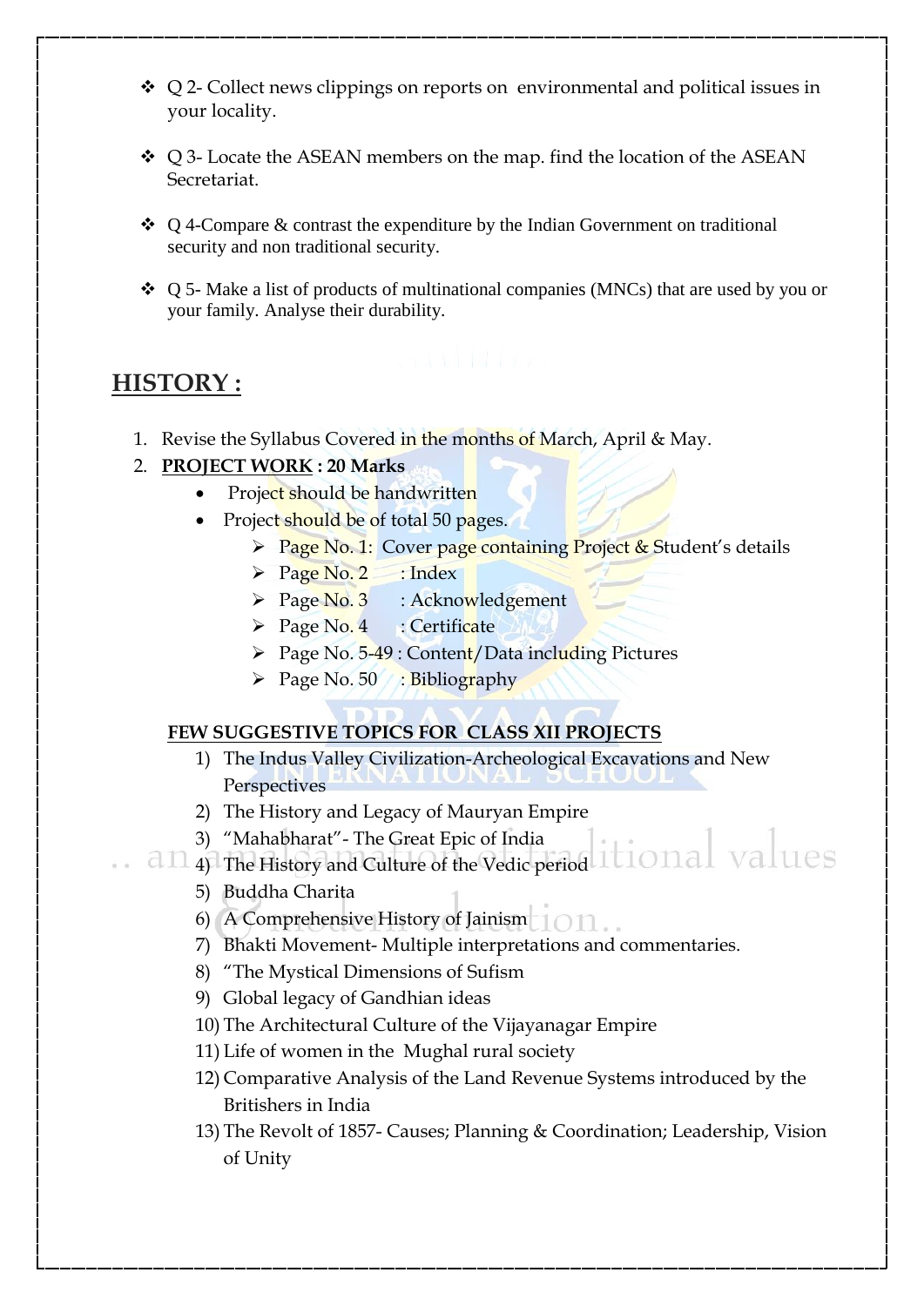- Q 2- Collect news clippings on reports on environmental and political issues in your locality.

- Q 3- Locate the ASEAN members on the map. find the location of the ASEAN Secretariat.

- Q 4-Compare & contrast the expenditure by the Indian Government on traditional security and non traditional security.

- Q 5- Make a list of products of multinational companies (MNCs) that are used by you or your family. Analyse their durability.

## HISTORY :

1. Revise the Syllabus Covered in the months of March, April & May.
2. **PROJECT WORK : 20 Marks**
   - Project should be handwritten
   - Project should be of total 50 pages.
     - Page No. 1: Cover page containing Project & Student's details
     - Page No. 2 : Index
     - Page No. 3 : Acknowledgement
     - Page No. 4 : Certificate
     - Page No. 5-49 : Content/Data including Pictures
     - Page No. 50 : Bibliography

**FEW SUGGESTIVE TOPICS FOR CLASS XII PROJECTS**

1) The Indus Valley Civilization-Archeological Excavations and New Perspectives
2) The History and Legacy of Mauryan Empire
3) "Mahabharat"- The Great Epic of India
4) The History and Culture of the Vedic period
5) Buddha Charita
6) A Comprehensive History of Jainism
7) Bhakti Movement- Multiple interpretations and commentaries.
8) "The Mystical Dimensions of Sufism
9) Global legacy of Gandhian ideas
10) The Architectural Culture of the Vijayanagar Empire
11) Life of women in the Mughal rural society
12) Comparative Analysis of the Land Revenue Systems introduced by the Britishers in India
13) The Revolt of 1857- Causes; Planning & Coordination; Leadership, Vision of Unity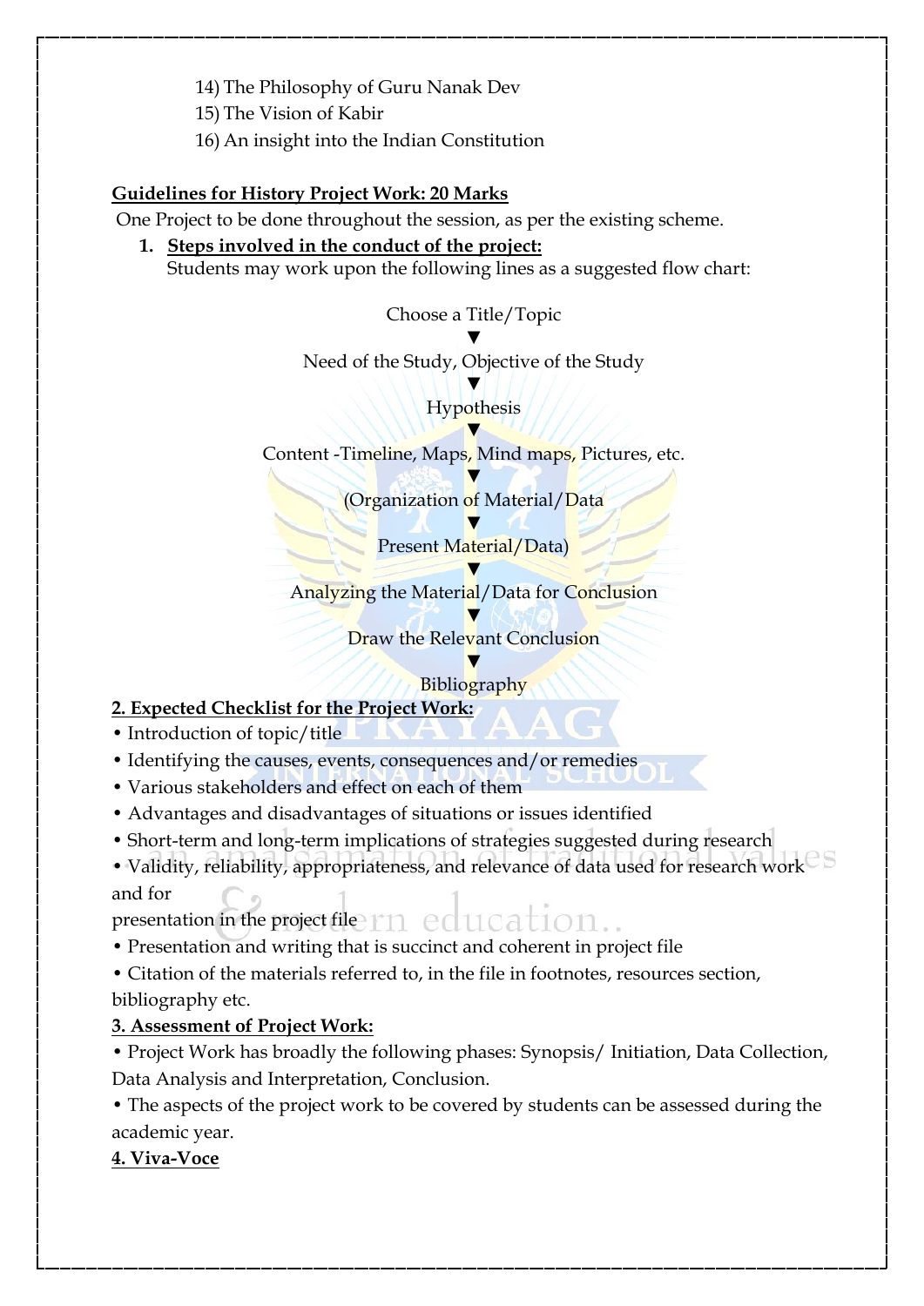14) The Philosophy of Guru Nanak Dev
15) The Vision of Kabir
16) An insight into the Indian Constitution

**Guidelines for History Project Work: 20 Marks**

One Project to be done throughout the session, as per the existing scheme.

1. **Steps involved in the conduct of the project:**
   Students may work upon the following lines as a suggested flow chart:

Choose a Title/Topic
▼
Need of the Study, Objective of the Study
▼
Hypothesis
▼
Content -Timeline, Maps, Mind maps, Pictures, etc.
▼
(Organization of Material/Data
▼
Present Material/Data)
▼
Analyzing the Material/Data for Conclusion
▼
Draw the Relevant Conclusion
▼
Bibliography

**2. Expected Checklist for the Project Work:**

- Introduction of topic/title
- Identifying the causes, events, consequences and/or remedies
- Various stakeholders and effect on each of them
- Advantages and disadvantages of situations or issues identified
- Short-term and long-term implications of strategies suggested during research
- Validity, reliability, appropriateness, and relevance of data used for research work and for presentation in the project file
- Presentation and writing that is succinct and coherent in project file
- Citation of the materials referred to, in the file in footnotes, resources section, bibliography etc.

**3. Assessment of Project Work:**

- Project Work has broadly the following phases: Synopsis/ Initiation, Data Collection, Data Analysis and Interpretation, Conclusion.
- The aspects of the project work to be covered by students can be assessed during the academic year.

**4. Viva-Voce**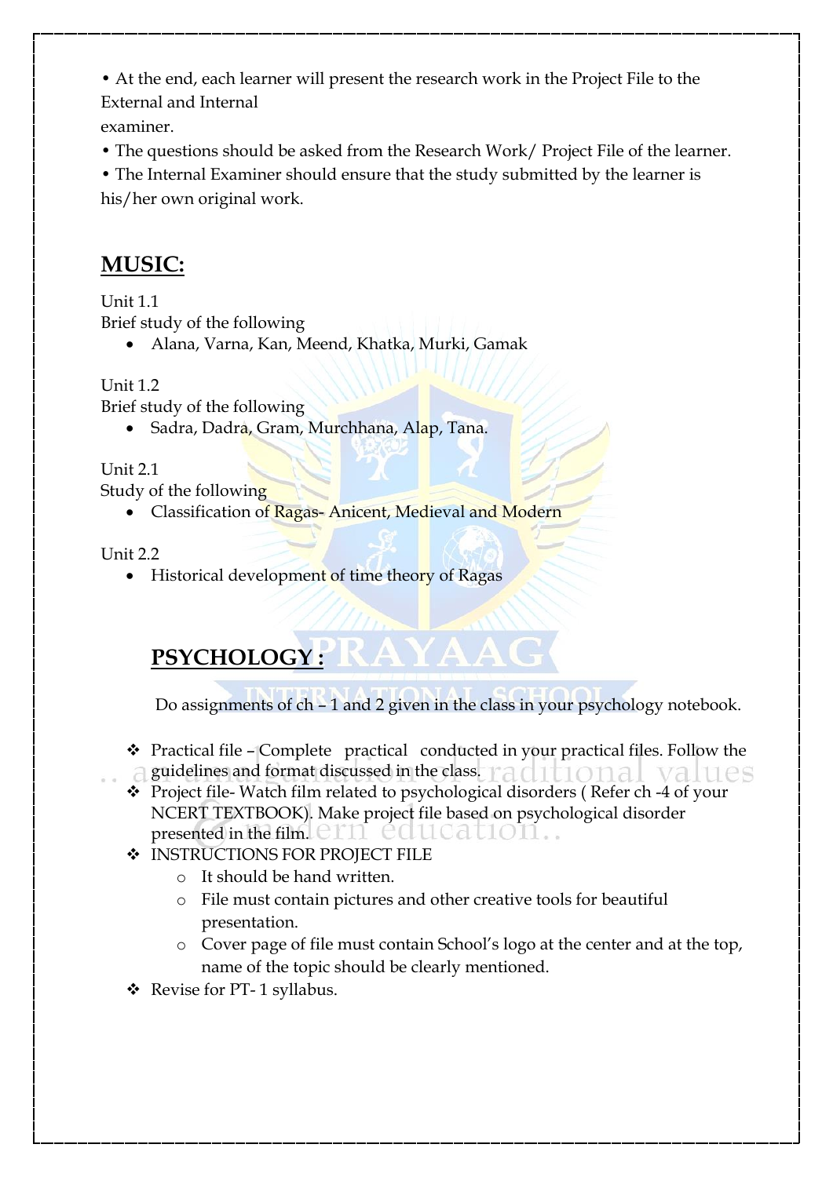• At the end, each learner will present the research work in the Project File to the External and Internal examiner.

• The questions should be asked from the Research Work/ Project File of the learner.

• The Internal Examiner should ensure that the study submitted by the learner is his/her own original work.

## MUSIC:

Unit 1.1

Brief study of the following

- Alana, Varna, Kan, Meend, Khatka, Murki, Gamak

Unit 1.2

Brief study of the following

- Sadra, Dadra, Gram, Murchhana, Alap, Tana.

Unit 2.1

Study of the following

- Classification of Ragas- Anicent, Medieval and Modern

Unit 2.2

- Historical development of time theory of Ragas

## PSYCHOLOGY :

Do assignments of ch – 1 and 2 given in the class in your psychology notebook.

- Practical file – Complete practical conducted in your practical files. Follow the guidelines and format discussed in the class.
- Project file- Watch film related to psychological disorders ( Refer ch -4 of your NCERT TEXTBOOK). Make project file based on psychological disorder presented in the film.
- INSTRUCTIONS FOR PROJECT FILE
  - It should be hand written.
  - File must contain pictures and other creative tools for beautiful presentation.
  - Cover page of file must contain School's logo at the center and at the top, name of the topic should be clearly mentioned.
- Revise for PT- 1 syllabus.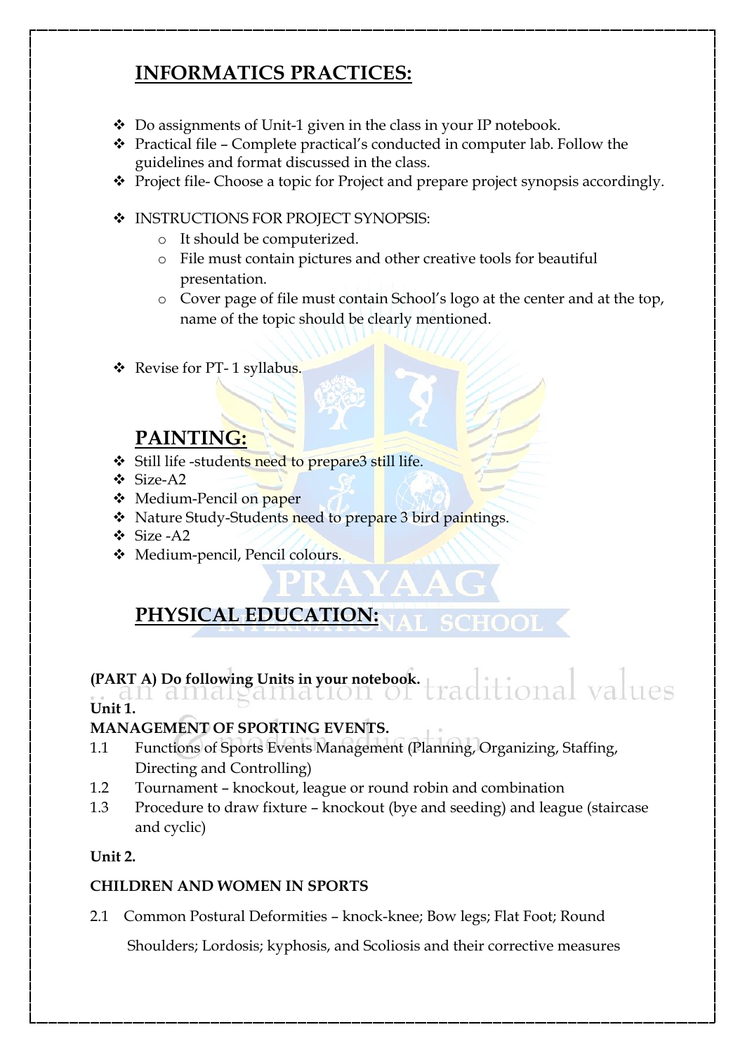## INFORMATICS PRACTICES:

- Do assignments of Unit-1 given in the class in your IP notebook.
- Practical file – Complete practical's conducted in computer lab. Follow the guidelines and format discussed in the class.
- Project file- Choose a topic for Project and prepare project synopsis accordingly.

- INSTRUCTIONS FOR PROJECT SYNOPSIS:
    - It should be computerized.
    - File must contain pictures and other creative tools for beautiful presentation.
    - Cover page of file must contain School's logo at the center and at the top, name of the topic should be clearly mentioned.

- Revise for PT- 1 syllabus.

## PAINTING:

- Still life -students need to prepare3 still life.
- Size-A2
- Medium-Pencil on paper
- Nature Study-Students need to prepare 3 bird paintings.
- Size -A2
- Medium-pencil, Pencil colours.

## PHYSICAL EDUCATION:

**(PART A) Do following Units in your notebook.**

**Unit 1.**

**MANAGEMENT OF SPORTING EVENTS.**

1.1 Functions of Sports Events Management (Planning, Organizing, Staffing, Directing and Controlling)

1.2 Tournament – knockout, league or round robin and combination

1.3 Procedure to draw fixture – knockout (bye and seeding) and league (staircase and cyclic)

**Unit 2.**

**CHILDREN AND WOMEN IN SPORTS**

2.1 Common Postural Deformities – knock-knee; Bow legs; Flat Foot; Round Shoulders; Lordosis; kyphosis, and Scoliosis and their corrective measures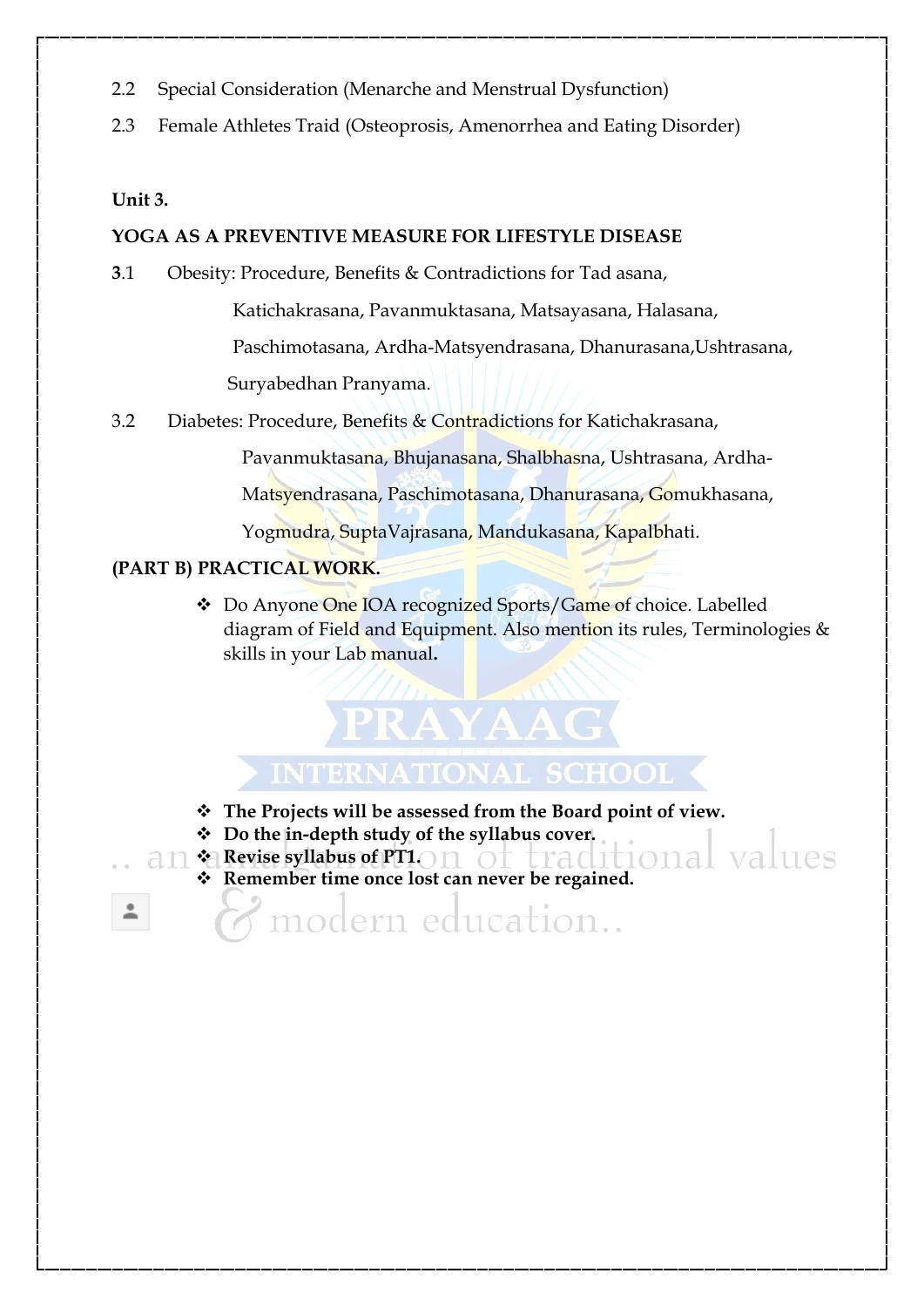2.2 Special Consideration (Menarche and Menstrual Dysfunction)

2.3 Female Athletes Traid (Osteoprosis, Amenorrhea and Eating Disorder)

**Unit 3.**

**YOGA AS A PREVENTIVE MEASURE FOR LIFESTYLE DISEASE**

**3**.1 Obesity: Procedure, Benefits & Contradictions for Tad asana, Katichakrasana, Pavanmuktasana, Matsayasana, Halasana, Paschimotasana, Ardha-Matsyendrasana, Dhanurasana,Ushtrasana, Suryabedhan Pranyama.

3.2 Diabetes: Procedure, Benefits & Contradictions for Katichakrasana, Pavanmuktasana, Bhujanasana, Shalbhasna, Ushtrasana, Ardha-Matsyendrasana, Paschimotasana, Dhanurasana, Gomukhasana, Yogmudra, SuptaVajrasana, Mandukasana, Kapalbhati.

**(PART B) PRACTICAL WORK.**

- Do Anyone One IOA recognized Sports/Game of choice. Labelled diagram of Field and Equipment. Also mention its rules, Terminologies & skills in your Lab manual**.**

- **The Projects will be assessed from the Board point of view.**
- **Do the in-depth study of the syllabus cover.**
- **Revise syllabus of PT1.**
- **Remember time once lost can never be regained.**